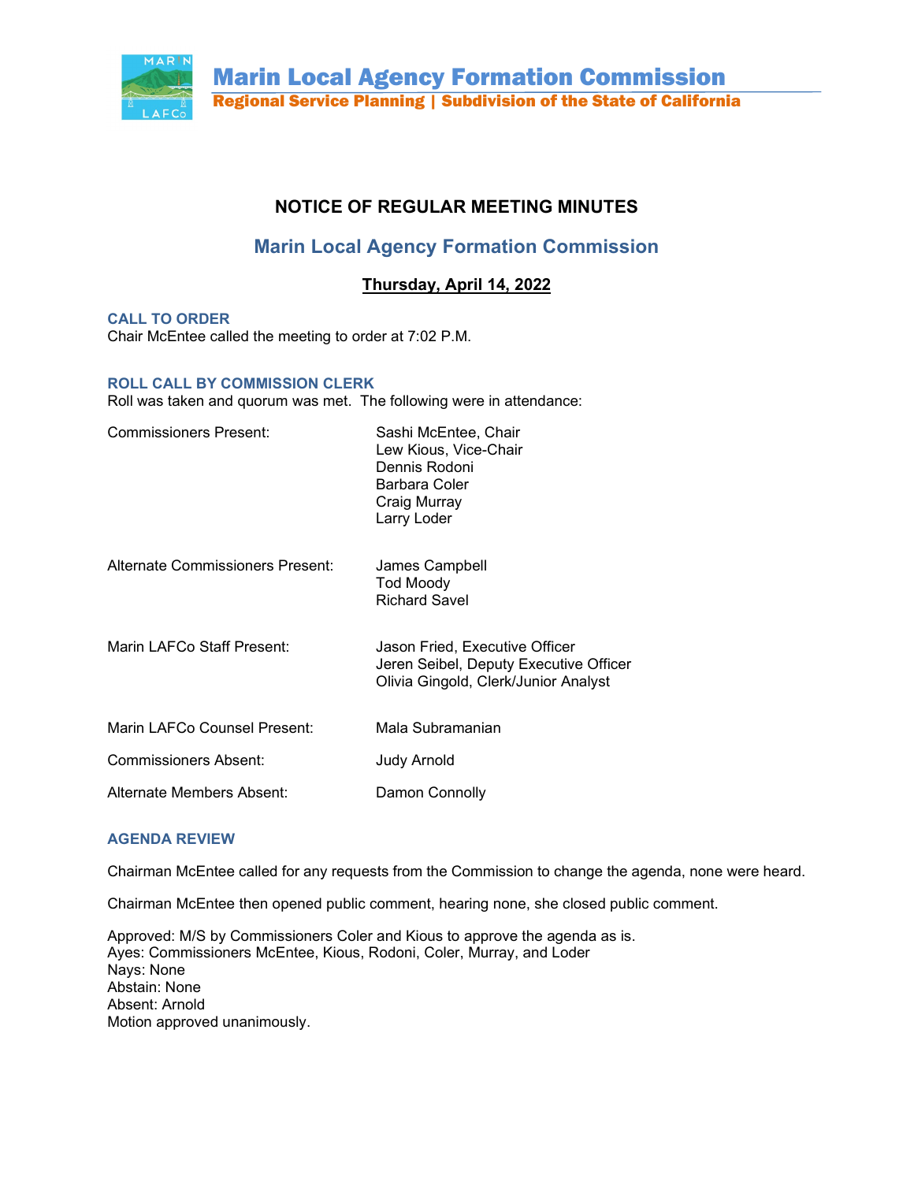# Marin Local Agency Formation Commission

**Regional Service Planning | Subdivision of the State of California**

## NOTICE OF REGULAR MEETING MINUTES

## Marin Local Agency Formation Commission

**Thursday, April 14, 2022**

### CALL TO ORDER

Chair McEntee called the meeting to order at 7:02 P.M.

### ROLL CALL BY COMMISSION CLERK

Roll was taken and quorum was met. The following were in attendance:

| | |
|---|---|
| Commissioners Present: | Sashi McEntee, Chair<br>Lew Kious, Vice-Chair<br>Dennis Rodoni<br>Barbara Coler<br>Craig Murray<br>Larry Loder |
| Alternate Commissioners Present: | James Campbell<br>Tod Moody<br>Richard Savel |
| Marin LAFCo Staff Present: | Jason Fried, Executive Officer<br>Jeren Seibel, Deputy Executive Officer<br>Olivia Gingold, Clerk/Junior Analyst |
| Marin LAFCo Counsel Present: | Mala Subramanian |
| Commissioners Absent: | Judy Arnold |
| Alternate Members Absent: | Damon Connolly |

### AGENDA REVIEW

Chairman McEntee called for any requests from the Commission to change the agenda, none were heard.

Chairman McEntee then opened public comment, hearing none, she closed public comment.

Approved: M/S by Commissioners Coler and Kious to approve the agenda as is.
Ayes: Commissioners McEntee, Kious, Rodoni, Coler, Murray, and Loder
Nays: None
Abstain: None
Absent: Arnold
Motion approved unanimously.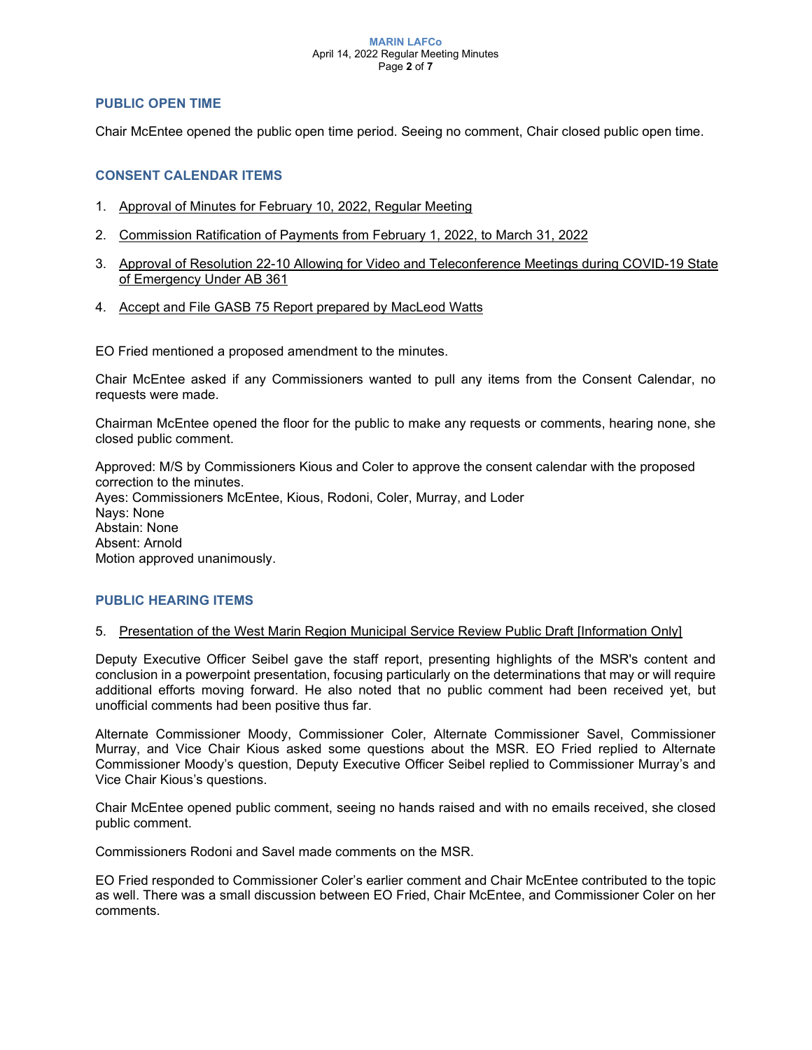## PUBLIC OPEN TIME

Chair McEntee opened the public open time period. Seeing no comment, Chair closed public open time.

## CONSENT CALENDAR ITEMS

1. Approval of Minutes for February 10, 2022, Regular Meeting
2. Commission Ratification of Payments from February 1, 2022, to March 31, 2022
3. Approval of Resolution 22-10 Allowing for Video and Teleconference Meetings during COVID-19 State of Emergency Under AB 361
4. Accept and File GASB 75 Report prepared by MacLeod Watts

EO Fried mentioned a proposed amendment to the minutes.

Chair McEntee asked if any Commissioners wanted to pull any items from the Consent Calendar, no requests were made.

Chairman McEntee opened the floor for the public to make any requests or comments, hearing none, she closed public comment.

Approved: M/S by Commissioners Kious and Coler to approve the consent calendar with the proposed correction to the minutes.
Ayes: Commissioners McEntee, Kious, Rodoni, Coler, Murray, and Loder
Nays: None
Abstain: None
Absent: Arnold
Motion approved unanimously.

## PUBLIC HEARING ITEMS

5. Presentation of the West Marin Region Municipal Service Review Public Draft [Information Only]

Deputy Executive Officer Seibel gave the staff report, presenting highlights of the MSR's content and conclusion in a powerpoint presentation, focusing particularly on the determinations that may or will require additional efforts moving forward. He also noted that no public comment had been received yet, but unofficial comments had been positive thus far.

Alternate Commissioner Moody, Commissioner Coler, Alternate Commissioner Savel, Commissioner Murray, and Vice Chair Kious asked some questions about the MSR. EO Fried replied to Alternate Commissioner Moody's question, Deputy Executive Officer Seibel replied to Commissioner Murray's and Vice Chair Kious's questions.

Chair McEntee opened public comment, seeing no hands raised and with no emails received, she closed public comment.

Commissioners Rodoni and Savel made comments on the MSR.

EO Fried responded to Commissioner Coler's earlier comment and Chair McEntee contributed to the topic as well. There was a small discussion between EO Fried, Chair McEntee, and Commissioner Coler on her comments.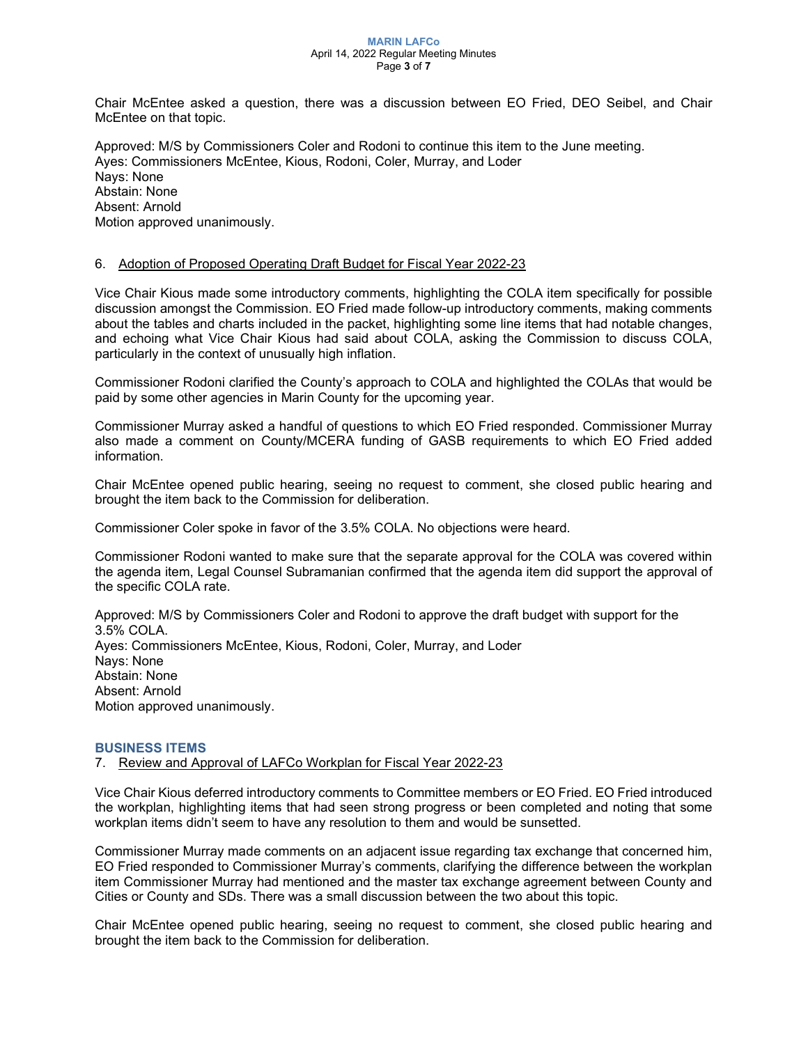Chair McEntee asked a question, there was a discussion between EO Fried, DEO Seibel, and Chair McEntee on that topic.

Approved: M/S by Commissioners Coler and Rodoni to continue this item to the June meeting.
Ayes: Commissioners McEntee, Kious, Rodoni, Coler, Murray, and Loder
Nays: None
Abstain: None
Absent: Arnold
Motion approved unanimously.

6. Adoption of Proposed Operating Draft Budget for Fiscal Year 2022-23

Vice Chair Kious made some introductory comments, highlighting the COLA item specifically for possible discussion amongst the Commission. EO Fried made follow-up introductory comments, making comments about the tables and charts included in the packet, highlighting some line items that had notable changes, and echoing what Vice Chair Kious had said about COLA, asking the Commission to discuss COLA, particularly in the context of unusually high inflation.

Commissioner Rodoni clarified the County's approach to COLA and highlighted the COLAs that would be paid by some other agencies in Marin County for the upcoming year.

Commissioner Murray asked a handful of questions to which EO Fried responded. Commissioner Murray also made a comment on County/MCERA funding of GASB requirements to which EO Fried added information.

Chair McEntee opened public hearing, seeing no request to comment, she closed public hearing and brought the item back to the Commission for deliberation.

Commissioner Coler spoke in favor of the 3.5% COLA. No objections were heard.

Commissioner Rodoni wanted to make sure that the separate approval for the COLA was covered within the agenda item, Legal Counsel Subramanian confirmed that the agenda item did support the approval of the specific COLA rate.

Approved: M/S by Commissioners Coler and Rodoni to approve the draft budget with support for the 3.5% COLA.
Ayes: Commissioners McEntee, Kious, Rodoni, Coler, Murray, and Loder
Nays: None
Abstain: None
Absent: Arnold
Motion approved unanimously.

## BUSINESS ITEMS

7. Review and Approval of LAFCo Workplan for Fiscal Year 2022-23

Vice Chair Kious deferred introductory comments to Committee members or EO Fried. EO Fried introduced the workplan, highlighting items that had seen strong progress or been completed and noting that some workplan items didn't seem to have any resolution to them and would be sunsetted.

Commissioner Murray made comments on an adjacent issue regarding tax exchange that concerned him, EO Fried responded to Commissioner Murray's comments, clarifying the difference between the workplan item Commissioner Murray had mentioned and the master tax exchange agreement between County and Cities or County and SDs. There was a small discussion between the two about this topic.

Chair McEntee opened public hearing, seeing no request to comment, she closed public hearing and brought the item back to the Commission for deliberation.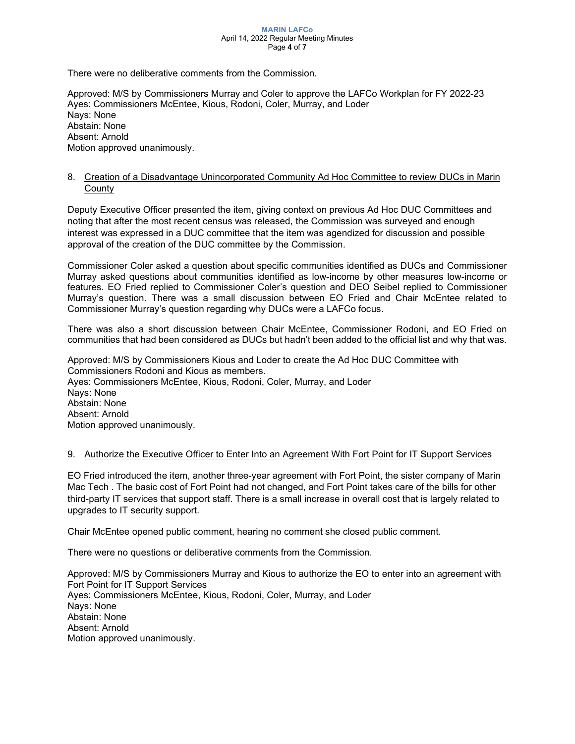There were no deliberative comments from the Commission.

Approved: M/S by Commissioners Murray and Coler to approve the LAFCo Workplan for FY 2022-23
Ayes: Commissioners McEntee, Kious, Rodoni, Coler, Murray, and Loder
Nays: None
Abstain: None
Absent: Arnold
Motion approved unanimously.

8. Creation of a Disadvantage Unincorporated Community Ad Hoc Committee to review DUCs in Marin County

Deputy Executive Officer presented the item, giving context on previous Ad Hoc DUC Committees and noting that after the most recent census was released, the Commission was surveyed and enough interest was expressed in a DUC committee that the item was agendized for discussion and possible approval of the creation of the DUC committee by the Commission.

Commissioner Coler asked a question about specific communities identified as DUCs and Commissioner Murray asked questions about communities identified as low-income by other measures low-income or features. EO Fried replied to Commissioner Coler's question and DEO Seibel replied to Commissioner Murray's question. There was a small discussion between EO Fried and Chair McEntee related to Commissioner Murray's question regarding why DUCs were a LAFCo focus.

There was also a short discussion between Chair McEntee, Commissioner Rodoni, and EO Fried on communities that had been considered as DUCs but hadn't been added to the official list and why that was.

Approved: M/S by Commissioners Kious and Loder to create the Ad Hoc DUC Committee with Commissioners Rodoni and Kious as members.
Ayes: Commissioners McEntee, Kious, Rodoni, Coler, Murray, and Loder
Nays: None
Abstain: None
Absent: Arnold
Motion approved unanimously.

9. Authorize the Executive Officer to Enter Into an Agreement With Fort Point for IT Support Services

EO Fried introduced the item, another three-year agreement with Fort Point, the sister company of Marin Mac Tech . The basic cost of Fort Point had not changed, and Fort Point takes care of the bills for other third-party IT services that support staff. There is a small increase in overall cost that is largely related to upgrades to IT security support.

Chair McEntee opened public comment, hearing no comment she closed public comment.

There were no questions or deliberative comments from the Commission.

Approved: M/S by Commissioners Murray and Kious to authorize the EO to enter into an agreement with Fort Point for IT Support Services
Ayes: Commissioners McEntee, Kious, Rodoni, Coler, Murray, and Loder
Nays: None
Abstain: None
Absent: Arnold
Motion approved unanimously.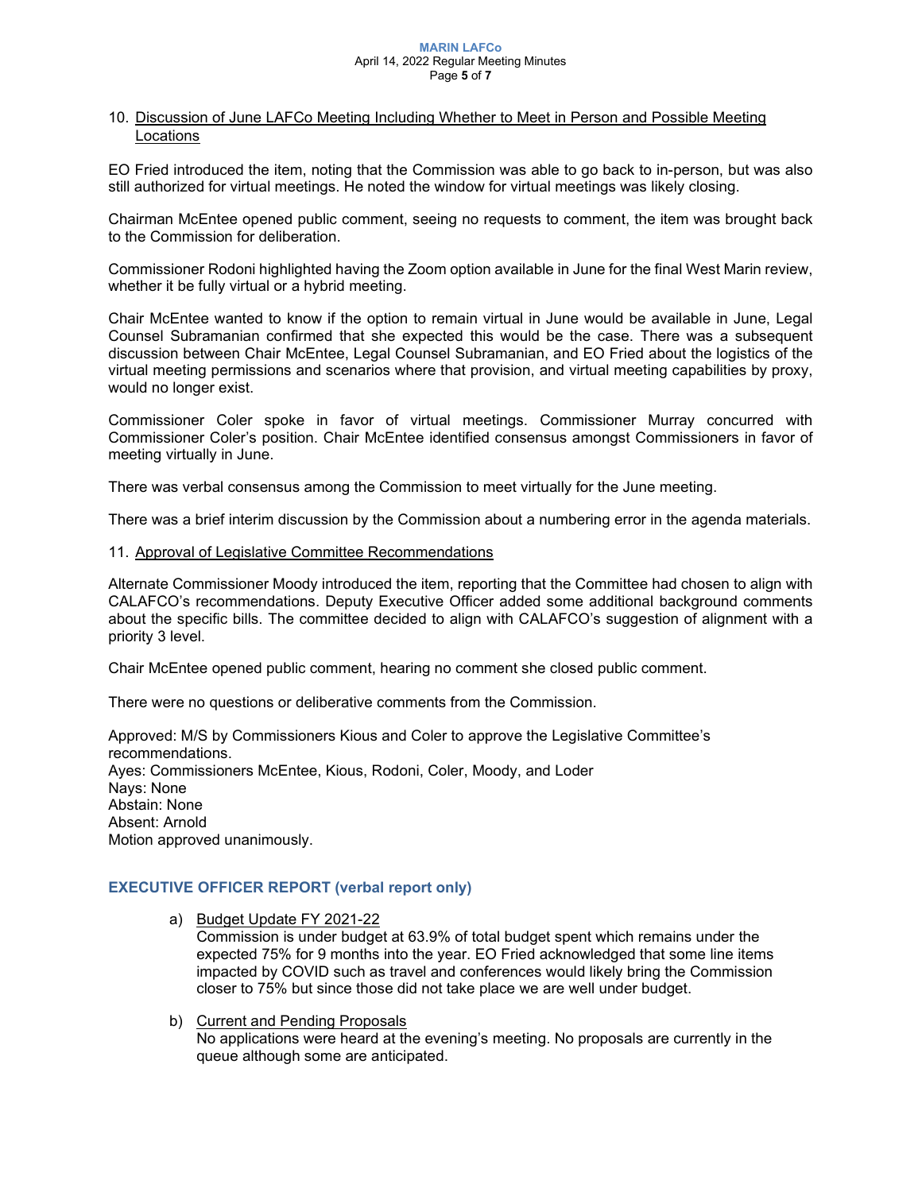10. Discussion of June LAFCo Meeting Including Whether to Meet in Person and Possible Meeting Locations

EO Fried introduced the item, noting that the Commission was able to go back to in-person, but was also still authorized for virtual meetings. He noted the window for virtual meetings was likely closing.

Chairman McEntee opened public comment, seeing no requests to comment, the item was brought back to the Commission for deliberation.

Commissioner Rodoni highlighted having the Zoom option available in June for the final West Marin review, whether it be fully virtual or a hybrid meeting.

Chair McEntee wanted to know if the option to remain virtual in June would be available in June, Legal Counsel Subramanian confirmed that she expected this would be the case. There was a subsequent discussion between Chair McEntee, Legal Counsel Subramanian, and EO Fried about the logistics of the virtual meeting permissions and scenarios where that provision, and virtual meeting capabilities by proxy, would no longer exist.

Commissioner Coler spoke in favor of virtual meetings. Commissioner Murray concurred with Commissioner Coler's position. Chair McEntee identified consensus amongst Commissioners in favor of meeting virtually in June.

There was verbal consensus among the Commission to meet virtually for the June meeting.

There was a brief interim discussion by the Commission about a numbering error in the agenda materials.

11. Approval of Legislative Committee Recommendations

Alternate Commissioner Moody introduced the item, reporting that the Committee had chosen to align with CALAFCO's recommendations. Deputy Executive Officer added some additional background comments about the specific bills. The committee decided to align with CALAFCO's suggestion of alignment with a priority 3 level.

Chair McEntee opened public comment, hearing no comment she closed public comment.

There were no questions or deliberative comments from the Commission.

Approved: M/S by Commissioners Kious and Coler to approve the Legislative Committee's recommendations.
Ayes: Commissioners McEntee, Kious, Rodoni, Coler, Moody, and Loder
Nays: None
Abstain: None
Absent: Arnold
Motion approved unanimously.

## EXECUTIVE OFFICER REPORT (verbal report only)

a) Budget Update FY 2021-22
Commission is under budget at 63.9% of total budget spent which remains under the expected 75% for 9 months into the year. EO Fried acknowledged that some line items impacted by COVID such as travel and conferences would likely bring the Commission closer to 75% but since those did not take place we are well under budget.

b) Current and Pending Proposals
No applications were heard at the evening's meeting. No proposals are currently in the queue although some are anticipated.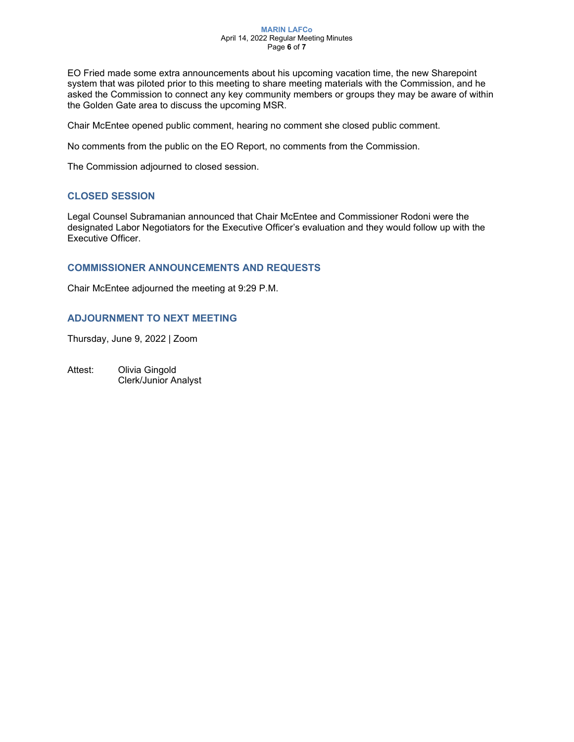EO Fried made some extra announcements about his upcoming vacation time, the new Sharepoint system that was piloted prior to this meeting to share meeting materials with the Commission, and he asked the Commission to connect any key community members or groups they may be aware of within the Golden Gate area to discuss the upcoming MSR.

Chair McEntee opened public comment, hearing no comment she closed public comment.

No comments from the public on the EO Report, no comments from the Commission.

The Commission adjourned to closed session.

## CLOSED SESSION

Legal Counsel Subramanian announced that Chair McEntee and Commissioner Rodoni were the designated Labor Negotiators for the Executive Officer's evaluation and they would follow up with the Executive Officer.

## COMMISSIONER ANNOUNCEMENTS AND REQUESTS

Chair McEntee adjourned the meeting at 9:29 P.M.

## ADJOURNMENT TO NEXT MEETING

Thursday, June 9, 2022 | Zoom

Attest: Olivia Gingold
Clerk/Junior Analyst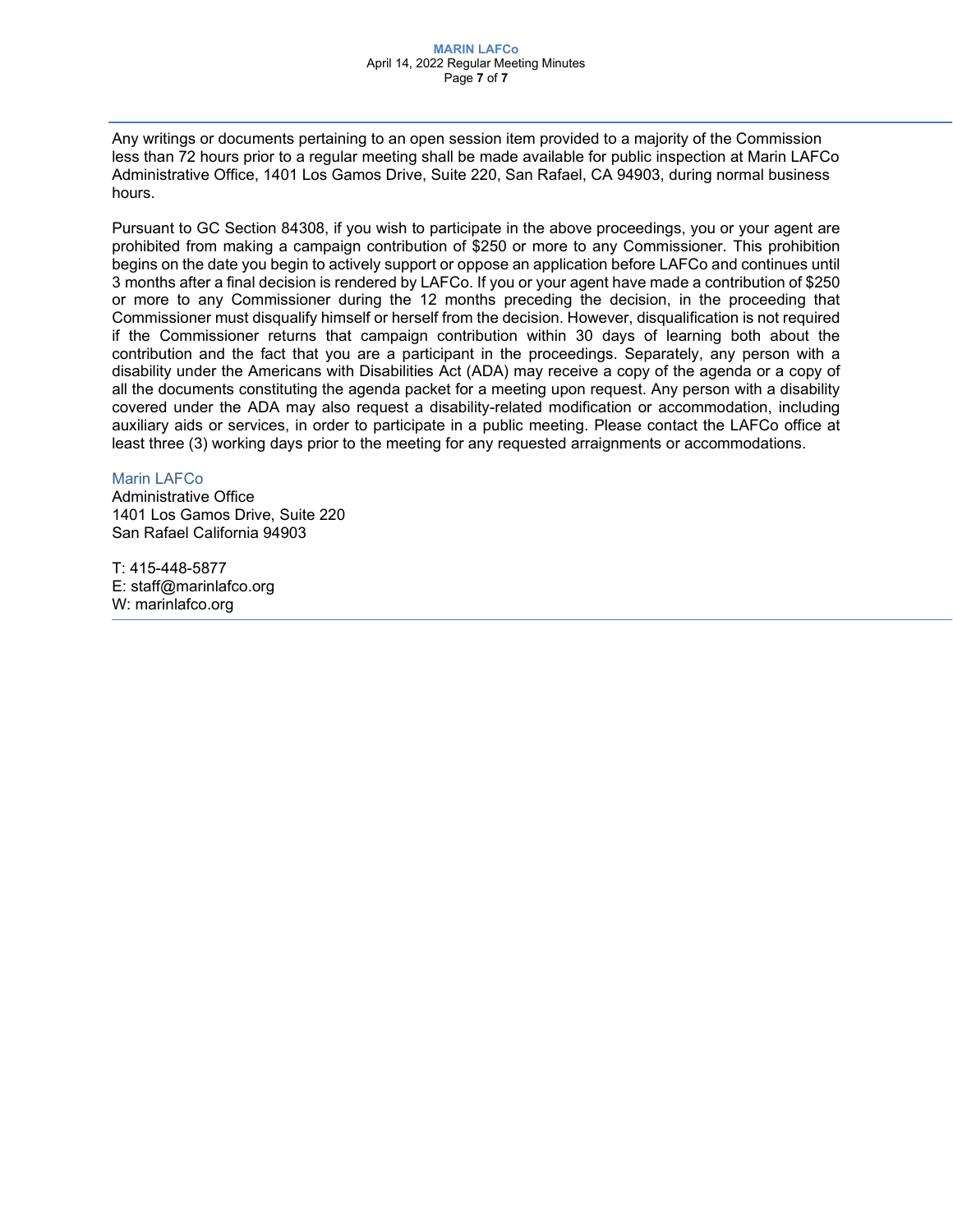Any writings or documents pertaining to an open session item provided to a majority of the Commission less than 72 hours prior to a regular meeting shall be made available for public inspection at Marin LAFCo Administrative Office, 1401 Los Gamos Drive, Suite 220, San Rafael, CA 94903, during normal business hours.

Pursuant to GC Section 84308, if you wish to participate in the above proceedings, you or your agent are prohibited from making a campaign contribution of $250 or more to any Commissioner. This prohibition begins on the date you begin to actively support or oppose an application before LAFCo and continues until 3 months after a final decision is rendered by LAFCo. If you or your agent have made a contribution of $250 or more to any Commissioner during the 12 months preceding the decision, in the proceeding that Commissioner must disqualify himself or herself from the decision. However, disqualification is not required if the Commissioner returns that campaign contribution within 30 days of learning both about the contribution and the fact that you are a participant in the proceedings. Separately, any person with a disability under the Americans with Disabilities Act (ADA) may receive a copy of the agenda or a copy of all the documents constituting the agenda packet for a meeting upon request. Any person with a disability covered under the ADA may also request a disability-related modification or accommodation, including auxiliary aids or services, in order to participate in a public meeting. Please contact the LAFCo office at least three (3) working days prior to the meeting for any requested arraignments or accommodations.

Marin LAFCo
Administrative Office
1401 Los Gamos Drive, Suite 220
San Rafael California 94903

T: 415-448-5877
E: staff@marinlafco.org
W: marinlafco.org